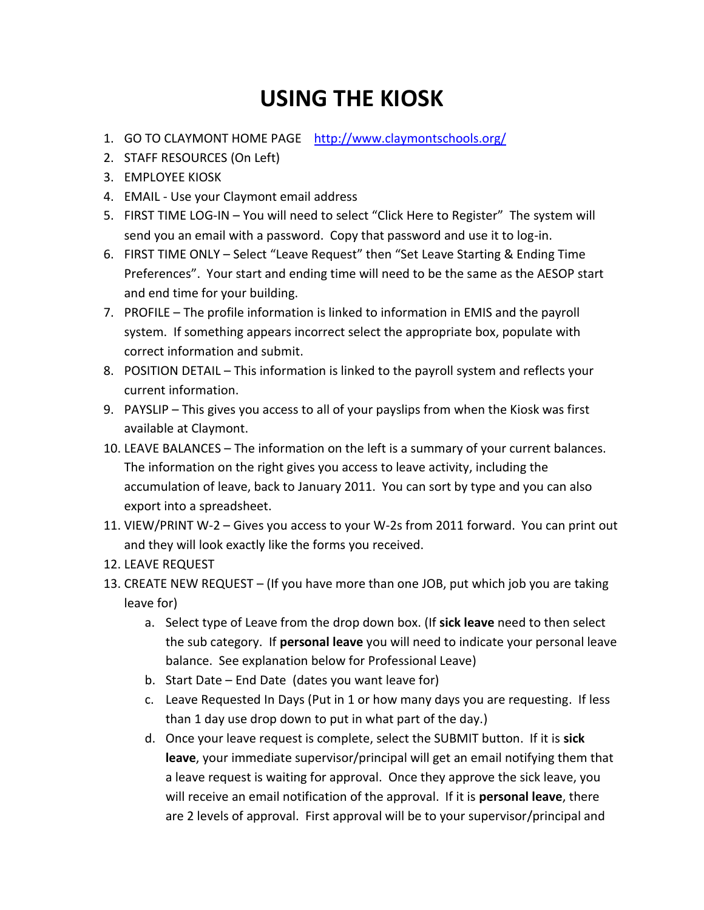# USING THE KIOSK

1. GO TO CLAYMONT HOME PAGE [http://www.claymontschools.org/](http://www.claymontschools.org/)
2. STAFF RESOURCES (On Left)
3. EMPLOYEE KIOSK
4. EMAIL - Use your Claymont email address
5. FIRST TIME LOG-IN – You will need to select "Click Here to Register" The system will send you an email with a password. Copy that password and use it to log-in.
6. FIRST TIME ONLY – Select "Leave Request" then "Set Leave Starting & Ending Time Preferences". Your start and ending time will need to be the same as the AESOP start and end time for your building.
7. PROFILE – The profile information is linked to information in EMIS and the payroll system. If something appears incorrect select the appropriate box, populate with correct information and submit.
8. POSITION DETAIL – This information is linked to the payroll system and reflects your current information.
9. PAYSLIP – This gives you access to all of your payslips from when the Kiosk was first available at Claymont.
10. LEAVE BALANCES – The information on the left is a summary of your current balances. The information on the right gives you access to leave activity, including the accumulation of leave, back to January 2011. You can sort by type and you can also export into a spreadsheet.
11. VIEW/PRINT W-2 – Gives you access to your W-2s from 2011 forward. You can print out and they will look exactly like the forms you received.
12. LEAVE REQUEST
13. CREATE NEW REQUEST – (If you have more than one JOB, put which job you are taking leave for)
    a. Select type of Leave from the drop down box. (If **sick leave** need to then select the sub category. If **personal leave** you will need to indicate your personal leave balance. See explanation below for Professional Leave)
    b. Start Date – End Date (dates you want leave for)
    c. Leave Requested In Days (Put in 1 or how many days you are requesting. If less than 1 day use drop down to put in what part of the day.)
    d. Once your leave request is complete, select the SUBMIT button. If it is **sick leave**, your immediate supervisor/principal will get an email notifying them that a leave request is waiting for approval. Once they approve the sick leave, you will receive an email notification of the approval. If it is **personal leave**, there are 2 levels of approval. First approval will be to your supervisor/principal and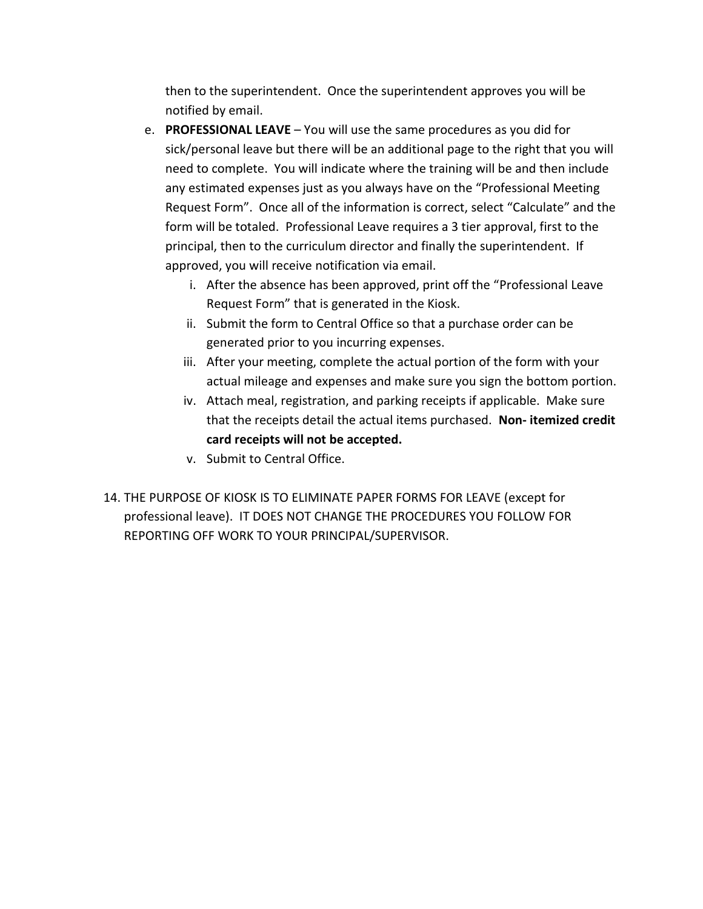then to the superintendent. Once the superintendent approves you will be notified by email.

e. **PROFESSIONAL LEAVE** – You will use the same procedures as you did for sick/personal leave but there will be an additional page to the right that you will need to complete. You will indicate where the training will be and then include any estimated expenses just as you always have on the "Professional Meeting Request Form". Once all of the information is correct, select "Calculate" and the form will be totaled. Professional Leave requires a 3 tier approval, first to the principal, then to the curriculum director and finally the superintendent. If approved, you will receive notification via email.
    i. After the absence has been approved, print off the "Professional Leave Request Form" that is generated in the Kiosk.
    ii. Submit the form to Central Office so that a purchase order can be generated prior to you incurring expenses.
    iii. After your meeting, complete the actual portion of the form with your actual mileage and expenses and make sure you sign the bottom portion.
    iv. Attach meal, registration, and parking receipts if applicable. Make sure that the receipts detail the actual items purchased. **Non- itemized credit card receipts will not be accepted.**
    v. Submit to Central Office.

14. THE PURPOSE OF KIOSK IS TO ELIMINATE PAPER FORMS FOR LEAVE (except for professional leave). IT DOES NOT CHANGE THE PROCEDURES YOU FOLLOW FOR REPORTING OFF WORK TO YOUR PRINCIPAL/SUPERVISOR.